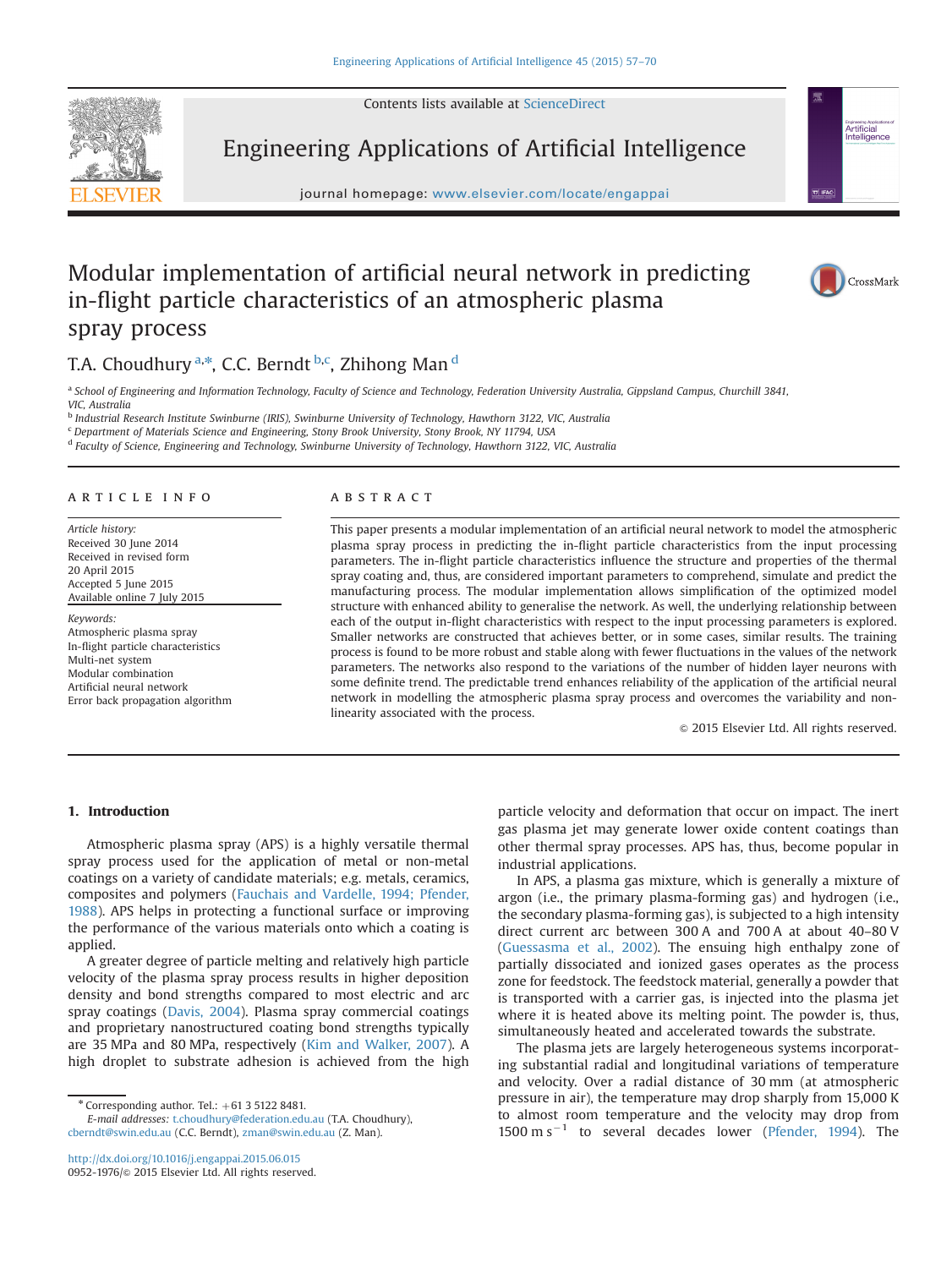# Modular implementation of artificial neural network in predicting in-flight particle characteristics of an atmospheric plasma spray process

T.A. Choudhury [a,*], C.C. Berndt [b,c], Zhihong Man [d]

[a] School of Engineering and Information Technology, Faculty of Science and Technology, Federation University Australia, Gippsland Campus, Churchill 3841, VIC, Australia

[b] Industrial Research Institute Swinburne (IRIS), Swinburne University of Technology, Hawthorn 3122, VIC, Australia

[c] Department of Materials Science and Engineering, Stony Brook University, Stony Brook, NY 11794, USA

[d] Faculty of Science, Engineering and Technology, Swinburne University of Technology, Hawthorn 3122, VIC, Australia

## ARTICLE INFO

*Article history:*
Received 30 June 2014
Received in revised form
20 April 2015
Accepted 5 June 2015
Available online 7 July 2015

*Keywords:*
Atmospheric plasma spray
In-flight particle characteristics
Multi-net system
Modular combination
Artificial neural network
Error back propagation algorithm

## ABSTRACT

This paper presents a modular implementation of an artificial neural network to model the atmospheric plasma spray process in predicting the in-flight particle characteristics from the input processing parameters. The in-flight particle characteristics influence the structure and properties of the thermal spray coating and, thus, are considered important parameters to comprehend, simulate and predict the manufacturing process. The modular implementation allows simplification of the optimized model structure with enhanced ability to generalise the network. As well, the underlying relationship between each of the output in-flight characteristics with respect to the input processing parameters is explored. Smaller networks are constructed that achieves better, or in some cases, similar results. The training process is found to be more robust and stable along with fewer fluctuations in the values of the network parameters. The networks also respond to the variations of the number of hidden layer neurons with some definite trend. The predictable trend enhances reliability of the application of the artificial neural network in modelling the atmospheric plasma spray process and overcomes the variability and non-linearity associated with the process.

© 2015 Elsevier Ltd. All rights reserved.

## 1. Introduction

Atmospheric plasma spray (APS) is a highly versatile thermal spray process used for the application of metal or non-metal coatings on a variety of candidate materials; e.g. metals, ceramics, composites and polymers (Fauchais and Vardelle, 1994; Pfender, 1988). APS helps in protecting a functional surface or improving the performance of the various materials onto which a coating is applied.

A greater degree of particle melting and relatively high particle velocity of the plasma spray process results in higher deposition density and bond strengths compared to most electric and arc spray coatings (Davis, 2004). Plasma spray commercial coatings and proprietary nanostructured coating bond strengths typically are 35 MPa and 80 MPa, respectively (Kim and Walker, 2007). A high droplet to substrate adhesion is achieved from the high particle velocity and deformation that occur on impact. The inert gas plasma jet may generate lower oxide content coatings than other thermal spray processes. APS has, thus, become popular in industrial applications.

In APS, a plasma gas mixture, which is generally a mixture of argon (i.e., the primary plasma-forming gas) and hydrogen (i.e., the secondary plasma-forming gas), is subjected to a high intensity direct current arc between 300 A and 700 A at about 40–80 V (Guessasma et al., 2002). The ensuing high enthalpy zone of partially dissociated and ionized gases operates as the process zone for feedstock. The feedstock material, generally a powder that is transported with a carrier gas, is injected into the plasma jet where it is heated above its melting point. The powder is, thus, simultaneously heated and accelerated towards the substrate.

The plasma jets are largely heterogeneous systems incorporating substantial radial and longitudinal variations of temperature and velocity. Over a radial distance of 30 mm (at atmospheric pressure in air), the temperature may drop sharply from 15,000 K to almost room temperature and the velocity may drop from 1500 m s$^{-1}$ to several decades lower (Pfender, 1994). The

* Corresponding author. Tel.: +61 3 5122 8481.
*E-mail addresses:* t.choudhury@federation.edu.au (T.A. Choudhury), cberndt@swin.edu.au (C.C. Berndt), zman@swin.edu.au (Z. Man).

http://dx.doi.org/10.1016/j.engappai.2015.06.015
0952-1976/© 2015 Elsevier Ltd. All rights reserved.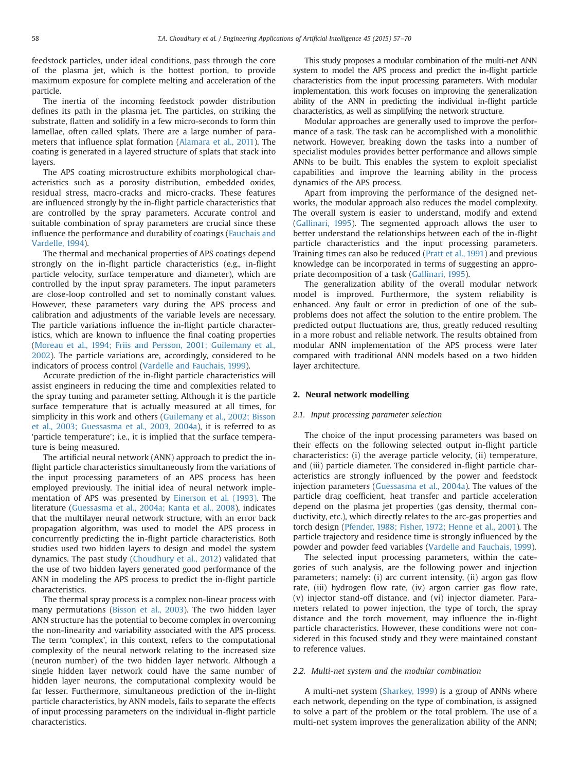feedstock particles, under ideal conditions, pass through the core of the plasma jet, which is the hottest portion, to provide maximum exposure for complete melting and acceleration of the particle.

The inertia of the incoming feedstock powder distribution defines its path in the plasma jet. The particles, on striking the substrate, flatten and solidify in a few micro-seconds to form thin lamellae, often called splats. There are a large number of parameters that influence splat formation (Alamara et al., 2011). The coating is generated in a layered structure of splats that stack into layers.

The APS coating microstructure exhibits morphological characteristics such as a porosity distribution, embedded oxides, residual stress, macro-cracks and micro-cracks. These features are influenced strongly by the in-flight particle characteristics that are controlled by the spray parameters. Accurate control and suitable combination of spray parameters are crucial since these influence the performance and durability of coatings (Fauchais and Vardelle, 1994).

The thermal and mechanical properties of APS coatings depend strongly on the in-flight particle characteristics (e.g., in-flight particle velocity, surface temperature and diameter), which are controlled by the input spray parameters. The input parameters are close-loop controlled and set to nominally constant values. However, these parameters vary during the APS process and calibration and adjustments of the variable levels are necessary. The particle variations influence the in-flight particle characteristics, which are known to influence the final coating properties (Moreau et al., 1994; Friis and Persson, 2001; Guilemany et al., 2002). The particle variations are, accordingly, considered to be indicators of process control (Vardelle and Fauchais, 1999).

Accurate prediction of the in-flight particle characteristics will assist engineers in reducing the time and complexities related to the spray tuning and parameter setting. Although it is the particle surface temperature that is actually measured at all times, for simplicity in this work and others (Guilemany et al., 2002; Bisson et al., 2003; Guessasma et al., 2003, 2004a), it is referred to as 'particle temperature'; i.e., it is implied that the surface temperature is being measured.

The artificial neural network (ANN) approach to predict the in-flight particle characteristics simultaneously from the variations of the input processing parameters of an APS process has been employed previously. The initial idea of neural network implementation of APS was presented by Einerson et al. (1993). The literature (Guessasma et al., 2004a; Kanta et al., 2008), indicates that the multilayer neural network structure, with an error back propagation algorithm, was used to model the APS process in concurrently predicting the in-flight particle characteristics. Both studies used two hidden layers to design and model the system dynamics. The past study (Choudhury et al., 2012) validated that the use of two hidden layers generated good performance of the ANN in modeling the APS process to predict the in-flight particle characteristics.

The thermal spray process is a complex non-linear process with many permutations (Bisson et al., 2003). The two hidden layer ANN structure has the potential to become complex in overcoming the non-linearity and variability associated with the APS process. The term 'complex', in this context, refers to the computational complexity of the neural network relating to the increased size (neuron number) of the two hidden layer network. Although a single hidden layer network could have the same number of hidden layer neurons, the computational complexity would be far lesser. Furthermore, simultaneous prediction of the in-flight particle characteristics, by ANN models, fails to separate the effects of input processing parameters on the individual in-flight particle characteristics.

This study proposes a modular combination of the multi-net ANN system to model the APS process and predict the in-flight particle characteristics from the input processing parameters. With modular implementation, this work focuses on improving the generalization ability of the ANN in predicting the individual in-flight particle characteristics, as well as simplifying the network structure.

Modular approaches are generally used to improve the performance of a task. The task can be accomplished with a monolithic network. However, breaking down the tasks into a number of specialist modules provides better performance and allows simple ANNs to be built. This enables the system to exploit specialist capabilities and improve the learning ability in the process dynamics of the APS process.

Apart from improving the performance of the designed networks, the modular approach also reduces the model complexity. The overall system is easier to understand, modify and extend (Gallinari, 1995). The segmented approach allows the user to better understand the relationships between each of the in-flight particle characteristics and the input processing parameters. Training times can also be reduced (Pratt et al., 1991) and previous knowledge can be incorporated in terms of suggesting an appropriate decomposition of a task (Gallinari, 1995).

The generalization ability of the overall modular network model is improved. Furthermore, the system reliability is enhanced. Any fault or error in prediction of one of the sub-problems does not affect the solution to the entire problem. The predicted output fluctuations are, thus, greatly reduced resulting in a more robust and reliable network. The results obtained from modular ANN implementation of the APS process were later compared with traditional ANN models based on a two hidden layer architecture.

## 2. Neural network modelling

### 2.1. Input processing parameter selection

The choice of the input processing parameters was based on their effects on the following selected output in-flight particle characteristics: (i) the average particle velocity, (ii) temperature, and (iii) particle diameter. The considered in-flight particle characteristics are strongly influenced by the power and feedstock injection parameters (Guessasma et al., 2004a). The values of the particle drag coefficient, heat transfer and particle acceleration depend on the plasma jet properties (gas density, thermal conductivity, etc.), which directly relates to the arc-gas properties and torch design (Pfender, 1988; Fisher, 1972; Henne et al., 2001). The particle trajectory and residence time is strongly influenced by the powder and powder feed variables (Vardelle and Fauchais, 1999).

The selected input processing parameters, within the categories of such analysis, are the following power and injection parameters; namely: (i) arc current intensity, (ii) argon gas flow rate, (iii) hydrogen flow rate, (iv) argon carrier gas flow rate, (v) injector stand-off distance, and (vi) injector diameter. Parameters related to power injection, the type of torch, the spray distance and the torch movement, may influence the in-flight particle characteristics. However, these conditions were not considered in this focused study and they were maintained constant to reference values.

### 2.2. Multi-net system and the modular combination

A multi-net system (Sharkey, 1999) is a group of ANNs where each network, depending on the type of combination, is assigned to solve a part of the problem or the total problem. The use of a multi-net system improves the generalization ability of the ANN;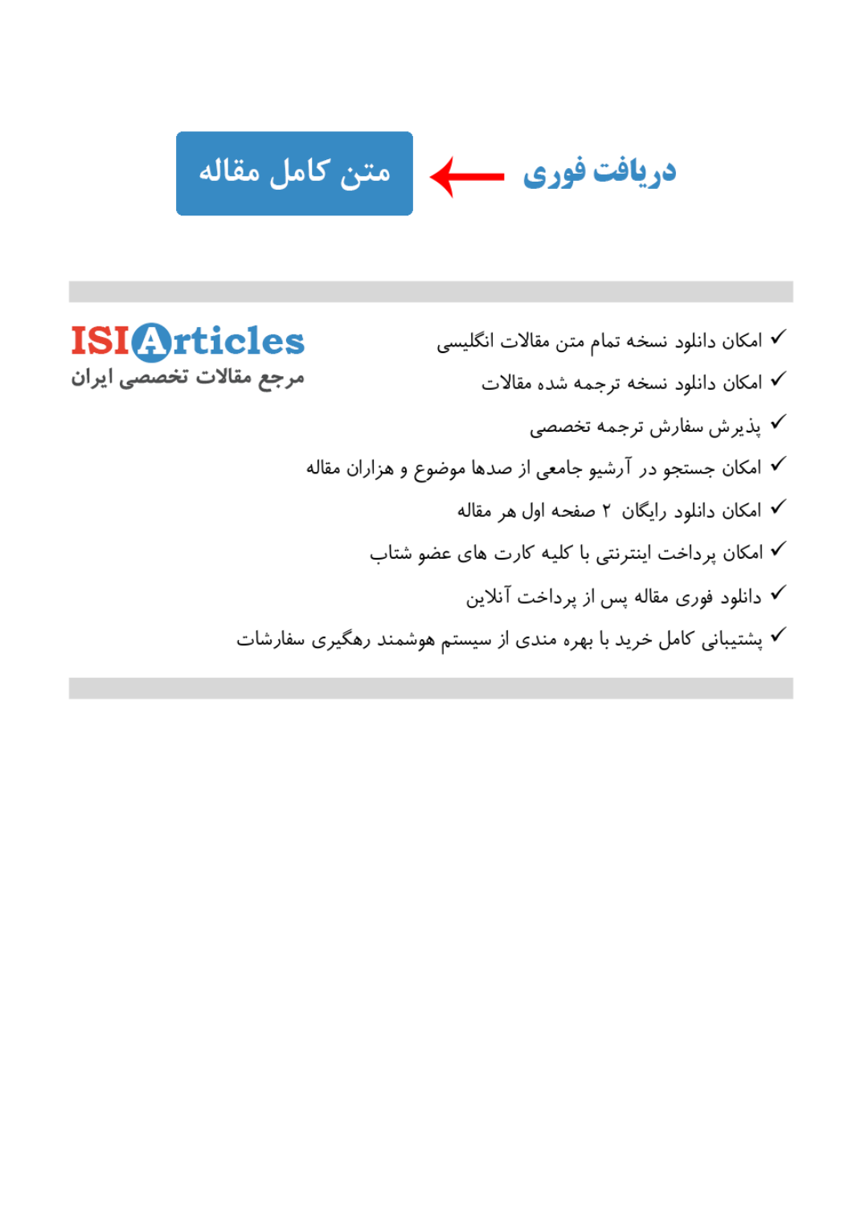دریافت فوری ← متن کامل مقاله

**ISIArticles**
مرجع مقالات تخصصی ایران

- ✓ امکان دانلود نسخه تمام متن مقالات انگلیسی
- ✓ امکان دانلود نسخه ترجمه شده مقالات
- ✓ پذیرش سفارش ترجمه تخصصی
- ✓ امکان جستجو در آرشیو جامعی از صدها موضوع و هزاران مقاله
- ✓ امکان دانلود رایگان ۲ صفحه اول هر مقاله
- ✓ امکان پرداخت اینترنتی با کلیه کارت های عضو شتاب
- ✓ دانلود فوری مقاله پس از پرداخت آنلاین
- ✓ پشتیبانی کامل خرید با بهره مندی از سیستم هوشمند رهگیری سفارشات